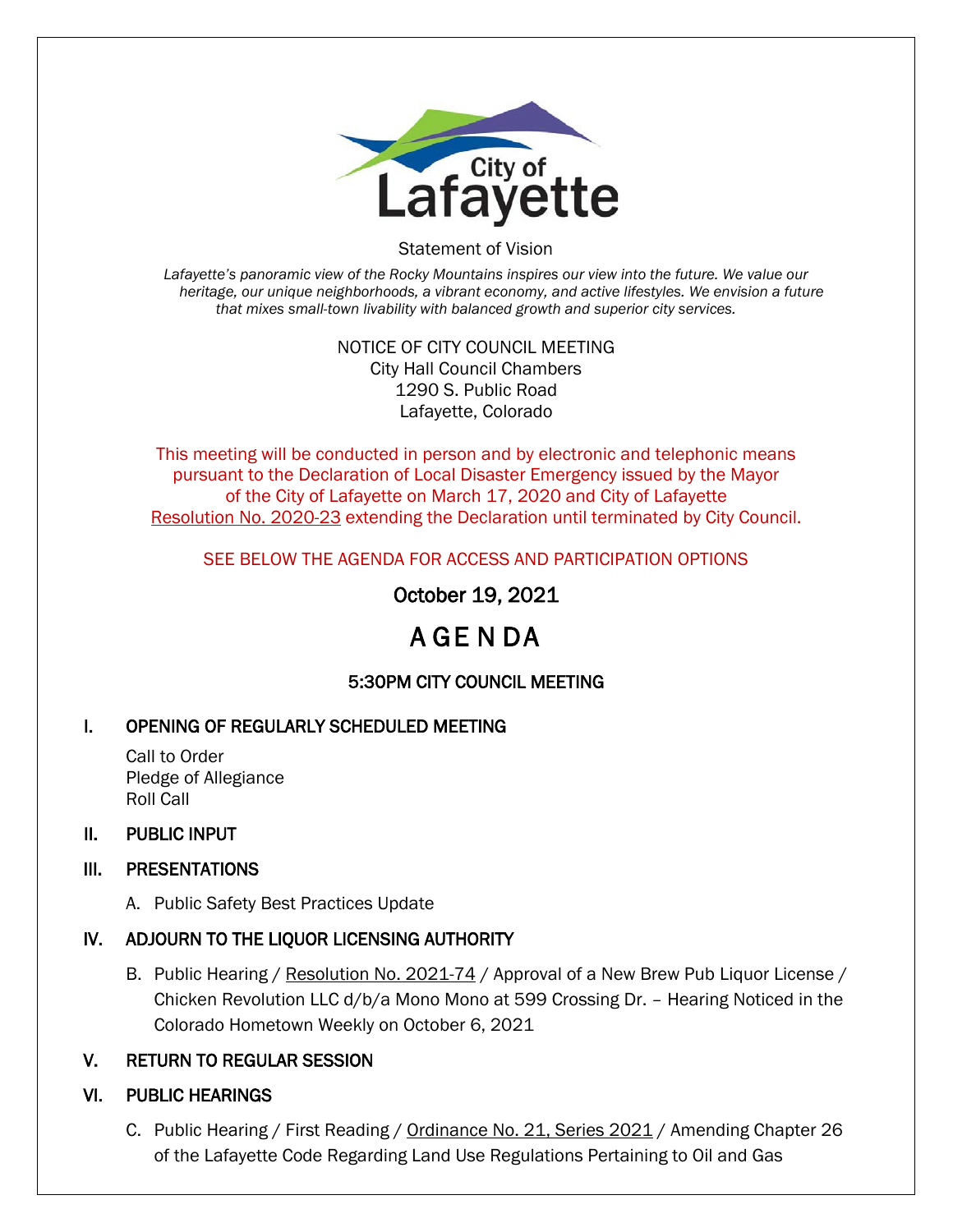Statement of Vision

*Lafayette's panoramic view of the Rocky Mountains inspires our view into the future. We value our heritage, our unique neighborhoods, a vibrant economy, and active lifestyles. We envision a future that mixes small-town livability with balanced growth and superior city services.*

NOTICE OF CITY COUNCIL MEETING
City Hall Council Chambers
1290 S. Public Road
Lafayette, Colorado

This meeting will be conducted in person and by electronic and telephonic means pursuant to the Declaration of Local Disaster Emergency issued by the Mayor of the City of Lafayette on March 17, 2020 and City of Lafayette Resolution No. 2020-23 extending the Declaration until terminated by City Council.

SEE BELOW THE AGENDA FOR ACCESS AND PARTICIPATION OPTIONS

October 19, 2021

# AGENDA

## 5:30PM CITY COUNCIL MEETING

## I. OPENING OF REGULARLY SCHEDULED MEETING

Call to Order
Pledge of Allegiance
Roll Call

## II. PUBLIC INPUT

## III. PRESENTATIONS

A. Public Safety Best Practices Update

## IV. ADJOURN TO THE LIQUOR LICENSING AUTHORITY

B. Public Hearing / Resolution No. 2021-74 / Approval of a New Brew Pub Liquor License / Chicken Revolution LLC d/b/a Mono Mono at 599 Crossing Dr. – Hearing Noticed in the Colorado Hometown Weekly on October 6, 2021

## V. RETURN TO REGULAR SESSION

## VI. PUBLIC HEARINGS

C. Public Hearing / First Reading / Ordinance No. 21, Series 2021 / Amending Chapter 26 of the Lafayette Code Regarding Land Use Regulations Pertaining to Oil and Gas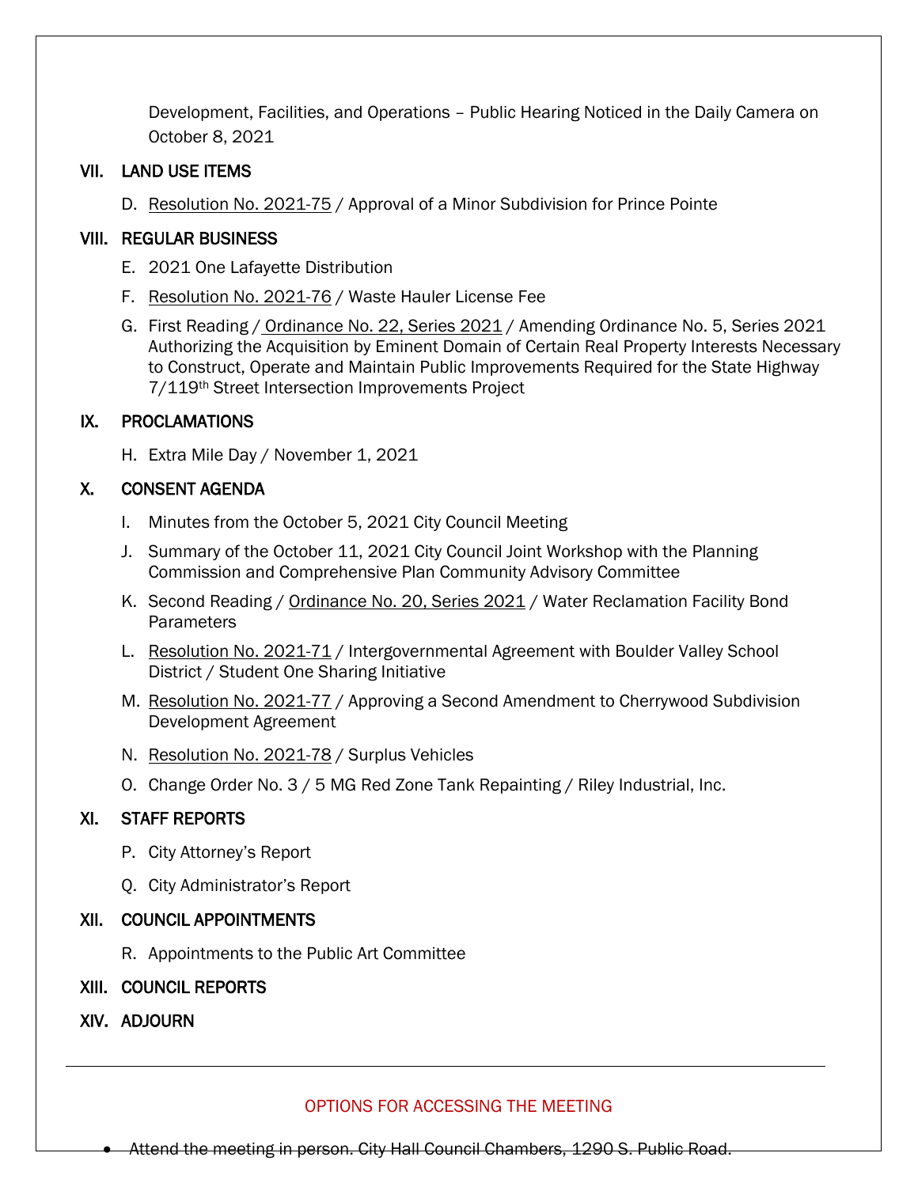Development, Facilities, and Operations – Public Hearing Noticed in the Daily Camera on October 8, 2021

## VII. LAND USE ITEMS

D. Resolution No. 2021-75 / Approval of a Minor Subdivision for Prince Pointe

## VIII. REGULAR BUSINESS

E. 2021 One Lafayette Distribution

F. Resolution No. 2021-76 / Waste Hauler License Fee

G. First Reading / Ordinance No. 22, Series 2021 / Amending Ordinance No. 5, Series 2021 Authorizing the Acquisition by Eminent Domain of Certain Real Property Interests Necessary to Construct, Operate and Maintain Public Improvements Required for the State Highway 7/119th Street Intersection Improvements Project

## IX. PROCLAMATIONS

H. Extra Mile Day / November 1, 2021

## X. CONSENT AGENDA

I. Minutes from the October 5, 2021 City Council Meeting

J. Summary of the October 11, 2021 City Council Joint Workshop with the Planning Commission and Comprehensive Plan Community Advisory Committee

K. Second Reading / Ordinance No. 20, Series 2021 / Water Reclamation Facility Bond Parameters

L. Resolution No. 2021-71 / Intergovernmental Agreement with Boulder Valley School District / Student One Sharing Initiative

M. Resolution No. 2021-77 / Approving a Second Amendment to Cherrywood Subdivision Development Agreement

N. Resolution No. 2021-78 / Surplus Vehicles

O. Change Order No. 3 / 5 MG Red Zone Tank Repainting / Riley Industrial, Inc.

## XI. STAFF REPORTS

P. City Attorney's Report

Q. City Administrator's Report

## XII. COUNCIL APPOINTMENTS

R. Appointments to the Public Art Committee

## XIII. COUNCIL REPORTS

## XIV. ADJOURN

---

OPTIONS FOR ACCESSING THE MEETING

- Attend the meeting in person. City Hall Council Chambers, 1290 S. Public Road.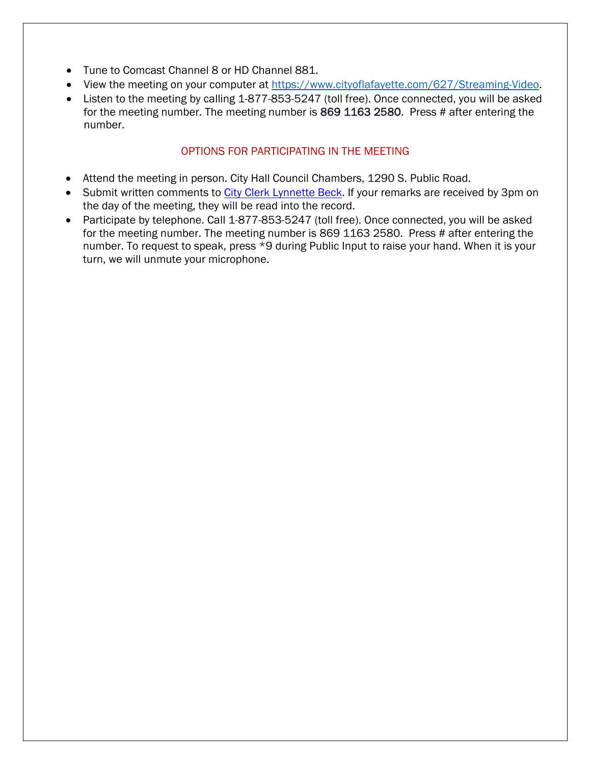- Tune to Comcast Channel 8 or HD Channel 881.
- View the meeting on your computer at [https://www.cityoflafayette.com/627/Streaming-Video](https://www.cityoflafayette.com/627/Streaming-Video).
- Listen to the meeting by calling 1-877-853-5247 (toll free). Once connected, you will be asked for the meeting number. The meeting number is 869 1163 2580. Press # after entering the number.

## OPTIONS FOR PARTICIPATING IN THE MEETING

- Attend the meeting in person. City Hall Council Chambers, 1290 S. Public Road.
- Submit written comments to City Clerk Lynnette Beck. If your remarks are received by 3pm on the day of the meeting, they will be read into the record.
- Participate by telephone. Call 1-877-853-5247 (toll free). Once connected, you will be asked for the meeting number. The meeting number is 869 1163 2580. Press # after entering the number. To request to speak, press *9 during Public Input to raise your hand. When it is your turn, we will unmute your microphone.